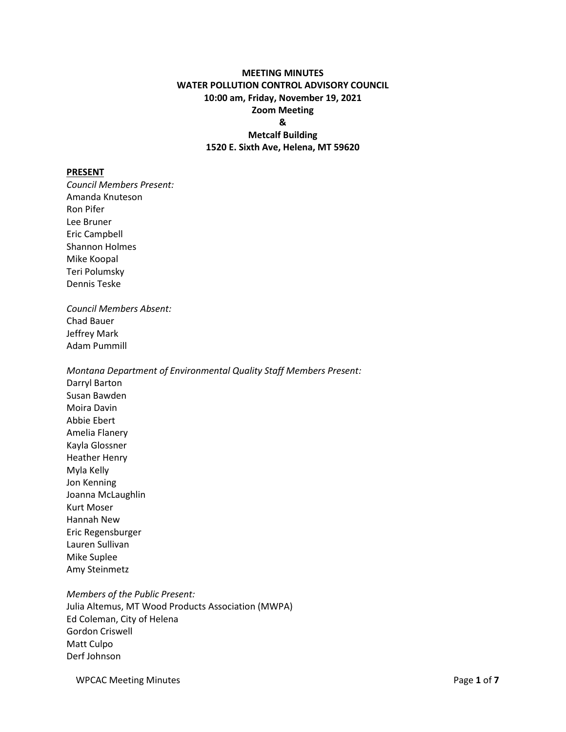**MEETING MINUTES**
**WATER POLLUTION CONTROL ADVISORY COUNCIL**
**10:00 am, Friday, November 19, 2021**
**Zoom Meeting**
**&**
**Metcalf Building**
**1520 E. Sixth Ave, Helena, MT 59620**

## PRESENT

*Council Members Present:*
Amanda Knuteson
Ron Pifer
Lee Bruner
Eric Campbell
Shannon Holmes
Mike Koopal
Teri Polumsky
Dennis Teske

*Council Members Absent:*
Chad Bauer
Jeffrey Mark
Adam Pummill

*Montana Department of Environmental Quality Staff Members Present:*
Darryl Barton
Susan Bawden
Moira Davin
Abbie Ebert
Amelia Flanery
Kayla Glossner
Heather Henry
Myla Kelly
Jon Kenning
Joanna McLaughlin
Kurt Moser
Hannah New
Eric Regensburger
Lauren Sullivan
Mike Suplee
Amy Steinmetz

*Members of the Public Present:*
Julia Altemus, MT Wood Products Association (MWPA)
Ed Coleman, City of Helena
Gordon Criswell
Matt Culpo
Derf Johnson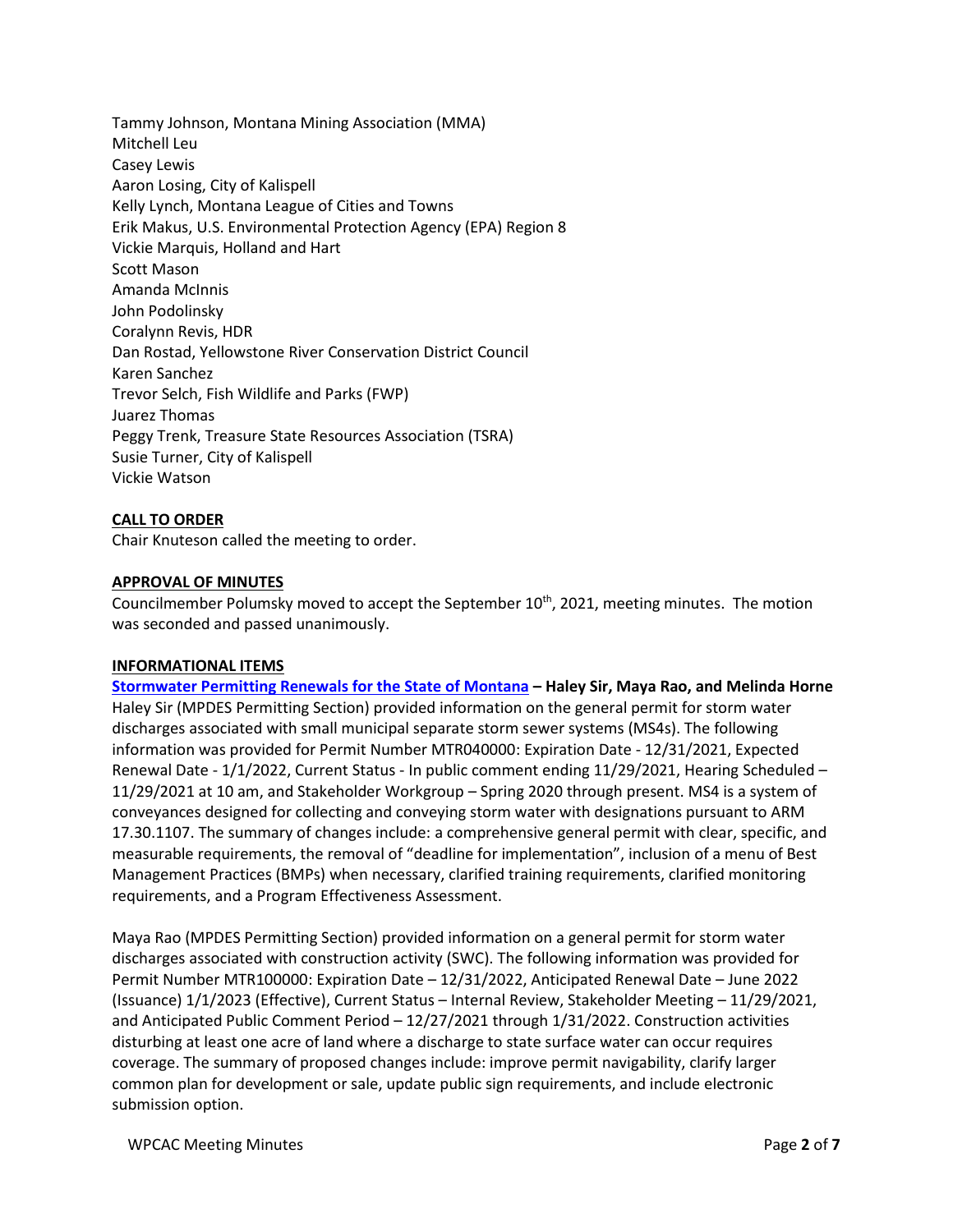Tammy Johnson, Montana Mining Association (MMA)
Mitchell Leu
Casey Lewis
Aaron Losing, City of Kalispell
Kelly Lynch, Montana League of Cities and Towns
Erik Makus, U.S. Environmental Protection Agency (EPA) Region 8
Vickie Marquis, Holland and Hart
Scott Mason
Amanda McInnis
John Podolinsky
Coralynn Revis, HDR
Dan Rostad, Yellowstone River Conservation District Council
Karen Sanchez
Trevor Selch, Fish Wildlife and Parks (FWP)
Juarez Thomas
Peggy Trenk, Treasure State Resources Association (TSRA)
Susie Turner, City of Kalispell
Vickie Watson

**CALL TO ORDER**

Chair Knuteson called the meeting to order.

**APPROVAL OF MINUTES**

Councilmember Polumsky moved to accept the September 10th, 2021, meeting minutes. The motion was seconded and passed unanimously.

**INFORMATIONAL ITEMS**

**Stormwater Permitting Renewals for the State of Montana – Haley Sir, Maya Rao, and Melinda Horne**

Haley Sir (MPDES Permitting Section) provided information on the general permit for storm water discharges associated with small municipal separate storm sewer systems (MS4s). The following information was provided for Permit Number MTR040000: Expiration Date - 12/31/2021, Expected Renewal Date - 1/1/2022, Current Status - In public comment ending 11/29/2021, Hearing Scheduled – 11/29/2021 at 10 am, and Stakeholder Workgroup – Spring 2020 through present. MS4 is a system of conveyances designed for collecting and conveying storm water with designations pursuant to ARM 17.30.1107. The summary of changes include: a comprehensive general permit with clear, specific, and measurable requirements, the removal of "deadline for implementation", inclusion of a menu of Best Management Practices (BMPs) when necessary, clarified training requirements, clarified monitoring requirements, and a Program Effectiveness Assessment.

Maya Rao (MPDES Permitting Section) provided information on a general permit for storm water discharges associated with construction activity (SWC). The following information was provided for Permit Number MTR100000: Expiration Date – 12/31/2022, Anticipated Renewal Date – June 2022 (Issuance) 1/1/2023 (Effective), Current Status – Internal Review, Stakeholder Meeting – 11/29/2021, and Anticipated Public Comment Period – 12/27/2021 through 1/31/2022. Construction activities disturbing at least one acre of land where a discharge to state surface water can occur requires coverage. The summary of proposed changes include: improve permit navigability, clarify larger common plan for development or sale, update public sign requirements, and include electronic submission option.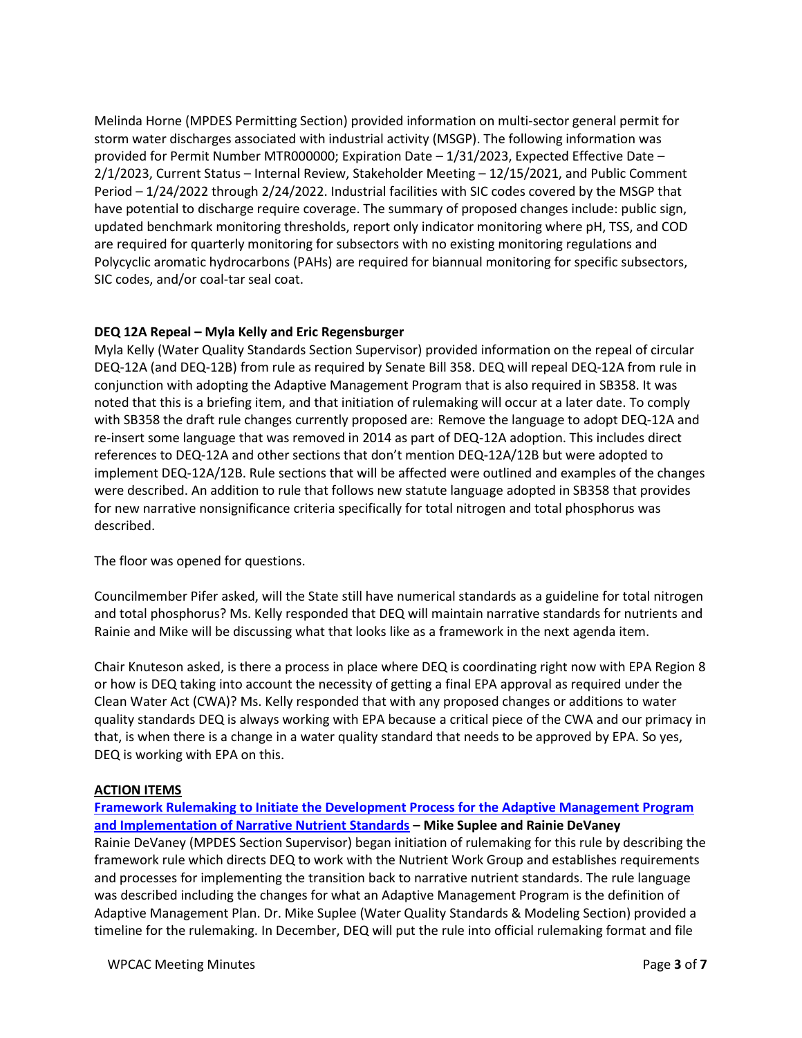Melinda Horne (MPDES Permitting Section) provided information on multi-sector general permit for storm water discharges associated with industrial activity (MSGP). The following information was provided for Permit Number MTR000000; Expiration Date – 1/31/2023, Expected Effective Date – 2/1/2023, Current Status – Internal Review, Stakeholder Meeting – 12/15/2021, and Public Comment Period – 1/24/2022 through 2/24/2022. Industrial facilities with SIC codes covered by the MSGP that have potential to discharge require coverage. The summary of proposed changes include: public sign, updated benchmark monitoring thresholds, report only indicator monitoring where pH, TSS, and COD are required for quarterly monitoring for subsectors with no existing monitoring regulations and Polycyclic aromatic hydrocarbons (PAHs) are required for biannual monitoring for specific subsectors, SIC codes, and/or coal-tar seal coat.

**DEQ 12A Repeal – Myla Kelly and Eric Regensburger**

Myla Kelly (Water Quality Standards Section Supervisor) provided information on the repeal of circular DEQ-12A (and DEQ-12B) from rule as required by Senate Bill 358. DEQ will repeal DEQ-12A from rule in conjunction with adopting the Adaptive Management Program that is also required in SB358. It was noted that this is a briefing item, and that initiation of rulemaking will occur at a later date. To comply with SB358 the draft rule changes currently proposed are: Remove the language to adopt DEQ-12A and re-insert some language that was removed in 2014 as part of DEQ-12A adoption. This includes direct references to DEQ-12A and other sections that don't mention DEQ-12A/12B but were adopted to implement DEQ-12A/12B. Rule sections that will be affected were outlined and examples of the changes were described. An addition to rule that follows new statute language adopted in SB358 that provides for new narrative nonsignificance criteria specifically for total nitrogen and total phosphorus was described.

The floor was opened for questions.

Councilmember Pifer asked, will the State still have numerical standards as a guideline for total nitrogen and total phosphorus? Ms. Kelly responded that DEQ will maintain narrative standards for nutrients and Rainie and Mike will be discussing what that looks like as a framework in the next agenda item.

Chair Knuteson asked, is there a process in place where DEQ is coordinating right now with EPA Region 8 or how is DEQ taking into account the necessity of getting a final EPA approval as required under the Clean Water Act (CWA)? Ms. Kelly responded that with any proposed changes or additions to water quality standards DEQ is always working with EPA because a critical piece of the CWA and our primacy in that, is when there is a change in a water quality standard that needs to be approved by EPA. So yes, DEQ is working with EPA on this.

**ACTION ITEMS**

**Framework Rulemaking to Initiate the Development Process for the Adaptive Management Program and Implementation of Narrative Nutrient Standards – Mike Suplee and Rainie DeVaney**

Rainie DeVaney (MPDES Section Supervisor) began initiation of rulemaking for this rule by describing the framework rule which directs DEQ to work with the Nutrient Work Group and establishes requirements and processes for implementing the transition back to narrative nutrient standards. The rule language was described including the changes for what an Adaptive Management Program is the definition of Adaptive Management Plan. Dr. Mike Suplee (Water Quality Standards & Modeling Section) provided a timeline for the rulemaking. In December, DEQ will put the rule into official rulemaking format and file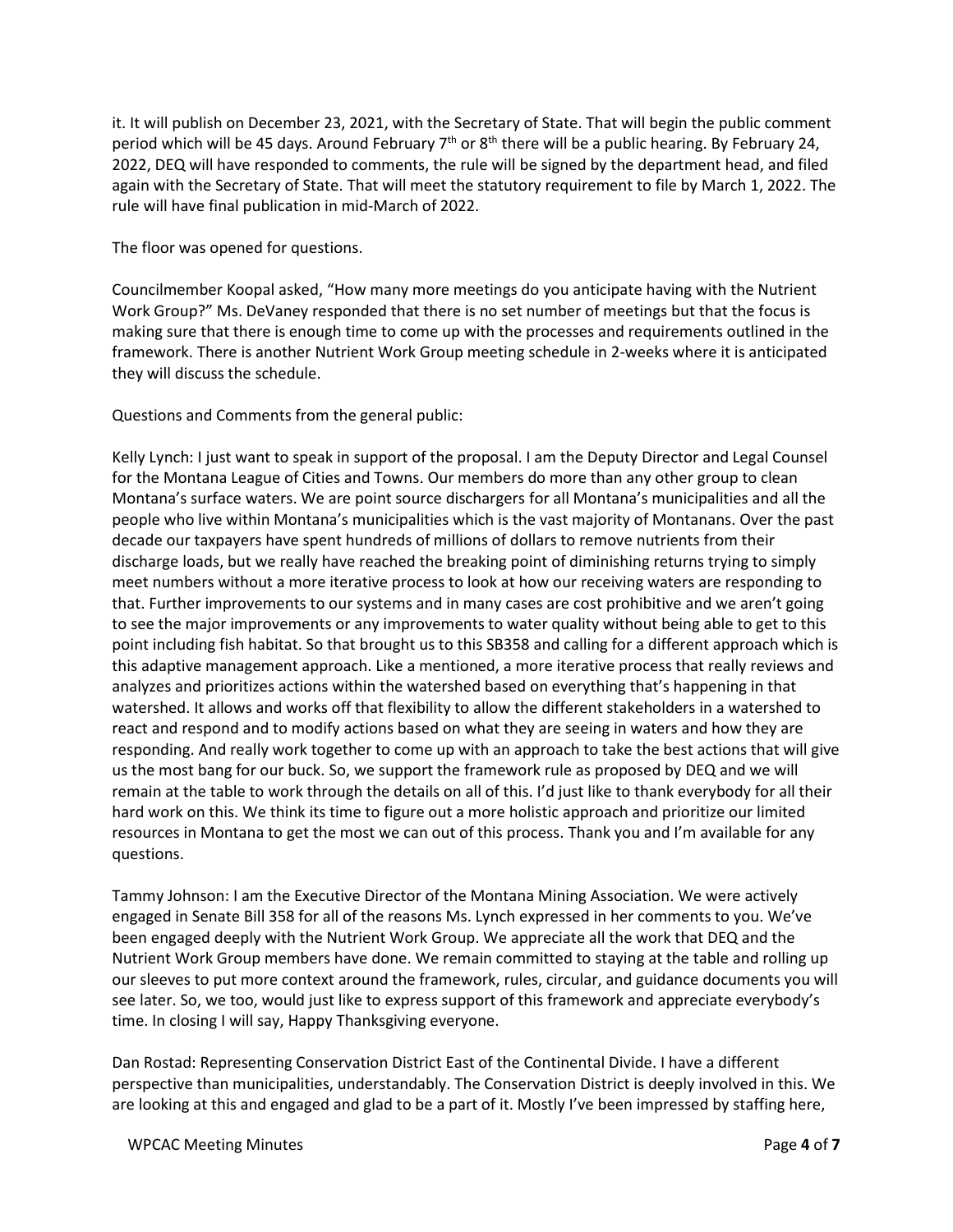it. It will publish on December 23, 2021, with the Secretary of State. That will begin the public comment period which will be 45 days. Around February 7th or 8th there will be a public hearing. By February 24, 2022, DEQ will have responded to comments, the rule will be signed by the department head, and filed again with the Secretary of State. That will meet the statutory requirement to file by March 1, 2022. The rule will have final publication in mid-March of 2022.

The floor was opened for questions.

Councilmember Koopal asked, "How many more meetings do you anticipate having with the Nutrient Work Group?" Ms. DeVaney responded that there is no set number of meetings but that the focus is making sure that there is enough time to come up with the processes and requirements outlined in the framework. There is another Nutrient Work Group meeting schedule in 2-weeks where it is anticipated they will discuss the schedule.

Questions and Comments from the general public:

Kelly Lynch: I just want to speak in support of the proposal. I am the Deputy Director and Legal Counsel for the Montana League of Cities and Towns. Our members do more than any other group to clean Montana's surface waters. We are point source dischargers for all Montana's municipalities and all the people who live within Montana's municipalities which is the vast majority of Montanans. Over the past decade our taxpayers have spent hundreds of millions of dollars to remove nutrients from their discharge loads, but we really have reached the breaking point of diminishing returns trying to simply meet numbers without a more iterative process to look at how our receiving waters are responding to that. Further improvements to our systems and in many cases are cost prohibitive and we aren't going to see the major improvements or any improvements to water quality without being able to get to this point including fish habitat. So that brought us to this SB358 and calling for a different approach which is this adaptive management approach. Like a mentioned, a more iterative process that really reviews and analyzes and prioritizes actions within the watershed based on everything that's happening in that watershed. It allows and works off that flexibility to allow the different stakeholders in a watershed to react and respond and to modify actions based on what they are seeing in waters and how they are responding. And really work together to come up with an approach to take the best actions that will give us the most bang for our buck. So, we support the framework rule as proposed by DEQ and we will remain at the table to work through the details on all of this. I'd just like to thank everybody for all their hard work on this. We think its time to figure out a more holistic approach and prioritize our limited resources in Montana to get the most we can out of this process. Thank you and I'm available for any questions.

Tammy Johnson: I am the Executive Director of the Montana Mining Association. We were actively engaged in Senate Bill 358 for all of the reasons Ms. Lynch expressed in her comments to you. We've been engaged deeply with the Nutrient Work Group. We appreciate all the work that DEQ and the Nutrient Work Group members have done. We remain committed to staying at the table and rolling up our sleeves to put more context around the framework, rules, circular, and guidance documents you will see later. So, we too, would just like to express support of this framework and appreciate everybody's time. In closing I will say, Happy Thanksgiving everyone.

Dan Rostad: Representing Conservation District East of the Continental Divide. I have a different perspective than municipalities, understandably. The Conservation District is deeply involved in this. We are looking at this and engaged and glad to be a part of it. Mostly I've been impressed by staffing here,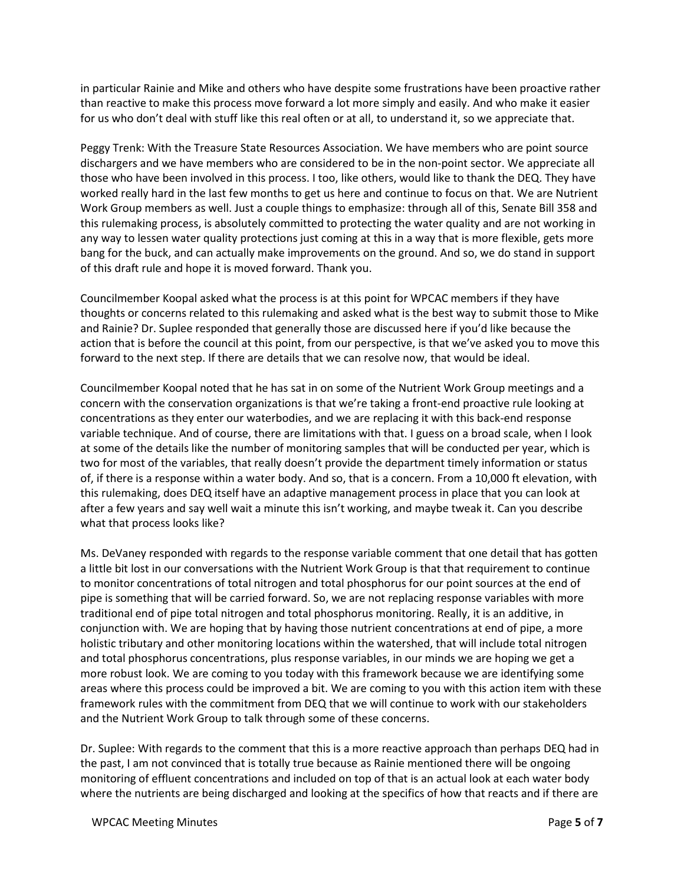in particular Rainie and Mike and others who have despite some frustrations have been proactive rather than reactive to make this process move forward a lot more simply and easily. And who make it easier for us who don't deal with stuff like this real often or at all, to understand it, so we appreciate that.

Peggy Trenk: With the Treasure State Resources Association. We have members who are point source dischargers and we have members who are considered to be in the non-point sector. We appreciate all those who have been involved in this process. I too, like others, would like to thank the DEQ. They have worked really hard in the last few months to get us here and continue to focus on that. We are Nutrient Work Group members as well. Just a couple things to emphasize: through all of this, Senate Bill 358 and this rulemaking process, is absolutely committed to protecting the water quality and are not working in any way to lessen water quality protections just coming at this in a way that is more flexible, gets more bang for the buck, and can actually make improvements on the ground. And so, we do stand in support of this draft rule and hope it is moved forward. Thank you.

Councilmember Koopal asked what the process is at this point for WPCAC members if they have thoughts or concerns related to this rulemaking and asked what is the best way to submit those to Mike and Rainie? Dr. Suplee responded that generally those are discussed here if you'd like because the action that is before the council at this point, from our perspective, is that we've asked you to move this forward to the next step. If there are details that we can resolve now, that would be ideal.

Councilmember Koopal noted that he has sat in on some of the Nutrient Work Group meetings and a concern with the conservation organizations is that we're taking a front-end proactive rule looking at concentrations as they enter our waterbodies, and we are replacing it with this back-end response variable technique. And of course, there are limitations with that. I guess on a broad scale, when I look at some of the details like the number of monitoring samples that will be conducted per year, which is two for most of the variables, that really doesn't provide the department timely information or status of, if there is a response within a water body. And so, that is a concern. From a 10,000 ft elevation, with this rulemaking, does DEQ itself have an adaptive management process in place that you can look at after a few years and say well wait a minute this isn't working, and maybe tweak it. Can you describe what that process looks like?

Ms. DeVaney responded with regards to the response variable comment that one detail that has gotten a little bit lost in our conversations with the Nutrient Work Group is that that requirement to continue to monitor concentrations of total nitrogen and total phosphorus for our point sources at the end of pipe is something that will be carried forward. So, we are not replacing response variables with more traditional end of pipe total nitrogen and total phosphorus monitoring. Really, it is an additive, in conjunction with. We are hoping that by having those nutrient concentrations at end of pipe, a more holistic tributary and other monitoring locations within the watershed, that will include total nitrogen and total phosphorus concentrations, plus response variables, in our minds we are hoping we get a more robust look. We are coming to you today with this framework because we are identifying some areas where this process could be improved a bit. We are coming to you with this action item with these framework rules with the commitment from DEQ that we will continue to work with our stakeholders and the Nutrient Work Group to talk through some of these concerns.

Dr. Suplee: With regards to the comment that this is a more reactive approach than perhaps DEQ had in the past, I am not convinced that is totally true because as Rainie mentioned there will be ongoing monitoring of effluent concentrations and included on top of that is an actual look at each water body where the nutrients are being discharged and looking at the specifics of how that reacts and if there are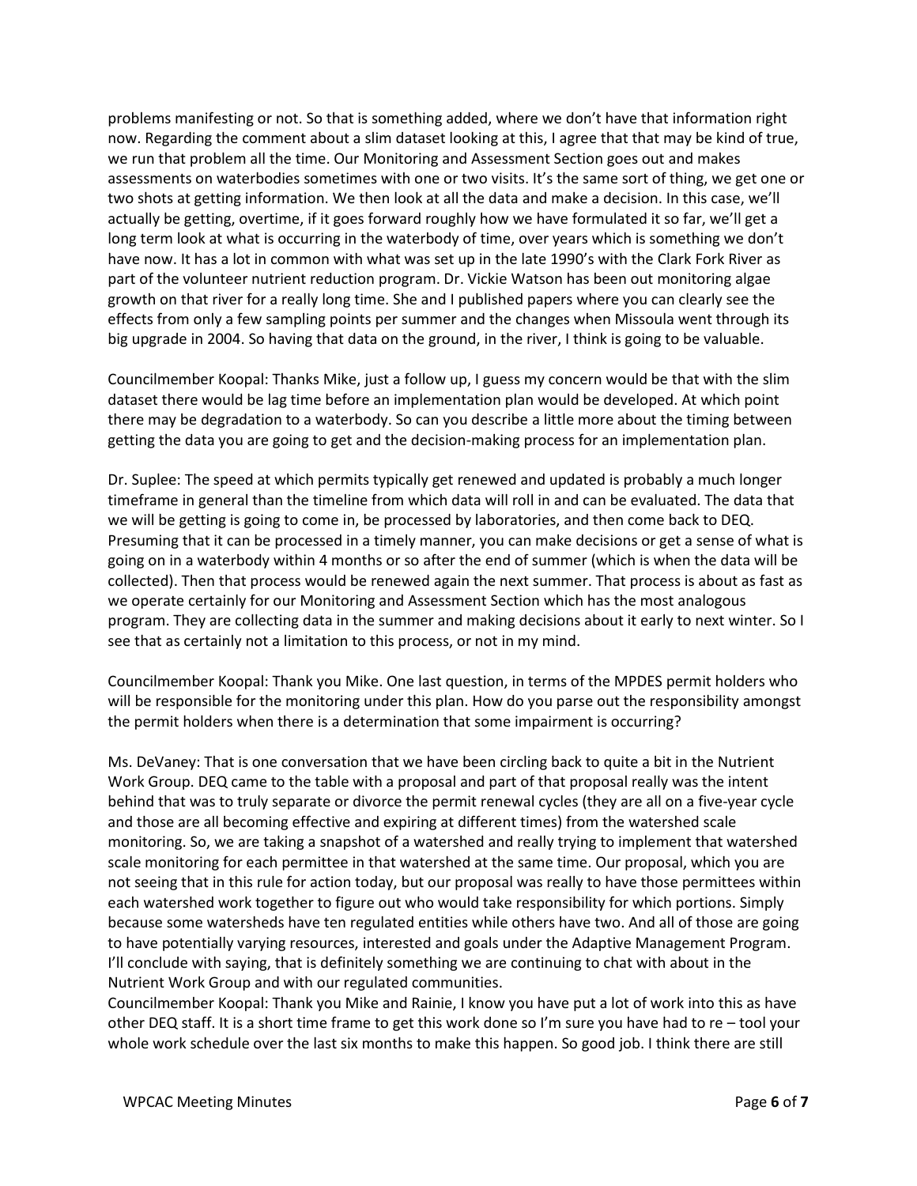problems manifesting or not. So that is something added, where we don't have that information right now. Regarding the comment about a slim dataset looking at this, I agree that that may be kind of true, we run that problem all the time. Our Monitoring and Assessment Section goes out and makes assessments on waterbodies sometimes with one or two visits. It's the same sort of thing, we get one or two shots at getting information. We then look at all the data and make a decision. In this case, we'll actually be getting, overtime, if it goes forward roughly how we have formulated it so far, we'll get a long term look at what is occurring in the waterbody of time, over years which is something we don't have now. It has a lot in common with what was set up in the late 1990's with the Clark Fork River as part of the volunteer nutrient reduction program. Dr. Vickie Watson has been out monitoring algae growth on that river for a really long time. She and I published papers where you can clearly see the effects from only a few sampling points per summer and the changes when Missoula went through its big upgrade in 2004. So having that data on the ground, in the river, I think is going to be valuable.

Councilmember Koopal: Thanks Mike, just a follow up, I guess my concern would be that with the slim dataset there would be lag time before an implementation plan would be developed. At which point there may be degradation to a waterbody. So can you describe a little more about the timing between getting the data you are going to get and the decision-making process for an implementation plan.

Dr. Suplee: The speed at which permits typically get renewed and updated is probably a much longer timeframe in general than the timeline from which data will roll in and can be evaluated. The data that we will be getting is going to come in, be processed by laboratories, and then come back to DEQ. Presuming that it can be processed in a timely manner, you can make decisions or get a sense of what is going on in a waterbody within 4 months or so after the end of summer (which is when the data will be collected). Then that process would be renewed again the next summer. That process is about as fast as we operate certainly for our Monitoring and Assessment Section which has the most analogous program. They are collecting data in the summer and making decisions about it early to next winter. So I see that as certainly not a limitation to this process, or not in my mind.

Councilmember Koopal: Thank you Mike. One last question, in terms of the MPDES permit holders who will be responsible for the monitoring under this plan. How do you parse out the responsibility amongst the permit holders when there is a determination that some impairment is occurring?

Ms. DeVaney: That is one conversation that we have been circling back to quite a bit in the Nutrient Work Group. DEQ came to the table with a proposal and part of that proposal really was the intent behind that was to truly separate or divorce the permit renewal cycles (they are all on a five-year cycle and those are all becoming effective and expiring at different times) from the watershed scale monitoring. So, we are taking a snapshot of a watershed and really trying to implement that watershed scale monitoring for each permittee in that watershed at the same time. Our proposal, which you are not seeing that in this rule for action today, but our proposal was really to have those permittees within each watershed work together to figure out who would take responsibility for which portions. Simply because some watersheds have ten regulated entities while others have two. And all of those are going to have potentially varying resources, interested and goals under the Adaptive Management Program. I'll conclude with saying, that is definitely something we are continuing to chat with about in the Nutrient Work Group and with our regulated communities.

Councilmember Koopal: Thank you Mike and Rainie, I know you have put a lot of work into this as have other DEQ staff. It is a short time frame to get this work done so I'm sure you have had to re – tool your whole work schedule over the last six months to make this happen. So good job. I think there are still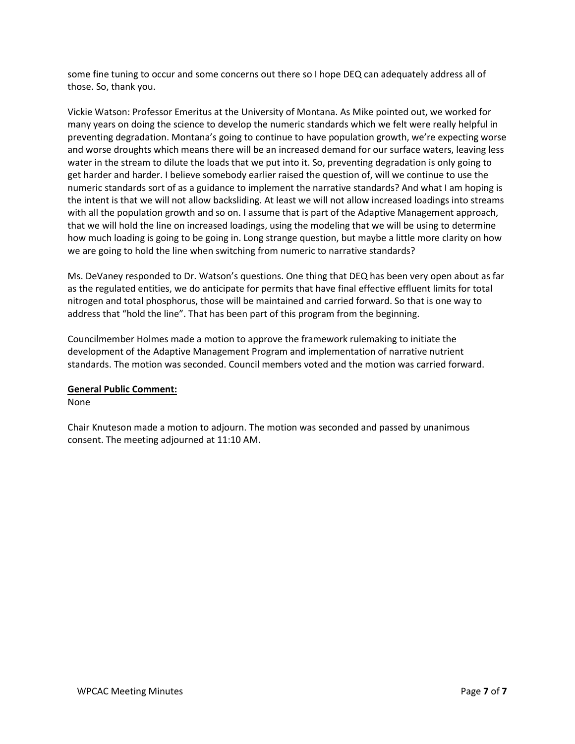some fine tuning to occur and some concerns out there so I hope DEQ can adequately address all of those. So, thank you.

Vickie Watson: Professor Emeritus at the University of Montana. As Mike pointed out, we worked for many years on doing the science to develop the numeric standards which we felt were really helpful in preventing degradation. Montana's going to continue to have population growth, we're expecting worse and worse droughts which means there will be an increased demand for our surface waters, leaving less water in the stream to dilute the loads that we put into it. So, preventing degradation is only going to get harder and harder. I believe somebody earlier raised the question of, will we continue to use the numeric standards sort of as a guidance to implement the narrative standards? And what I am hoping is the intent is that we will not allow backsliding. At least we will not allow increased loadings into streams with all the population growth and so on. I assume that is part of the Adaptive Management approach, that we will hold the line on increased loadings, using the modeling that we will be using to determine how much loading is going to be going in. Long strange question, but maybe a little more clarity on how we are going to hold the line when switching from numeric to narrative standards?

Ms. DeVaney responded to Dr. Watson's questions. One thing that DEQ has been very open about as far as the regulated entities, we do anticipate for permits that have final effective effluent limits for total nitrogen and total phosphorus, those will be maintained and carried forward. So that is one way to address that "hold the line". That has been part of this program from the beginning.

Councilmember Holmes made a motion to approve the framework rulemaking to initiate the development of the Adaptive Management Program and implementation of narrative nutrient standards. The motion was seconded. Council members voted and the motion was carried forward.

**General Public Comment:**

None

Chair Knuteson made a motion to adjourn. The motion was seconded and passed by unanimous consent. The meeting adjourned at 11:10 AM.